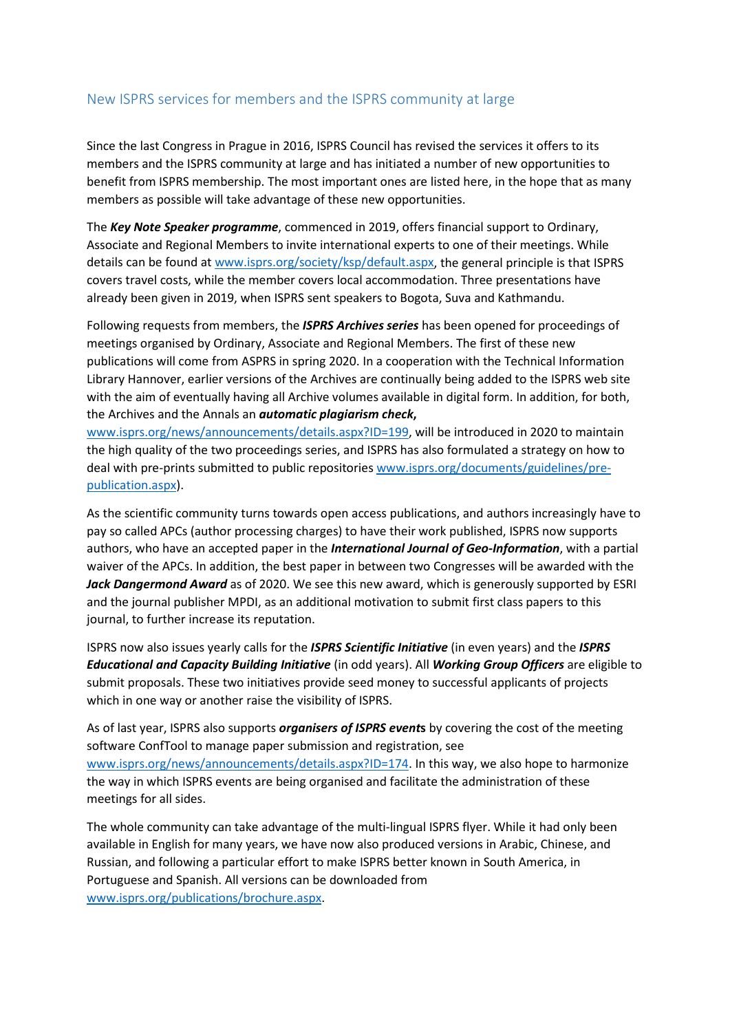## New ISPRS services for members and the ISPRS community at large

Since the last Congress in Prague in 2016, ISPRS Council has revised the services it offers to its members and the ISPRS community at large and has initiated a number of new opportunities to benefit from ISPRS membership. The most important ones are listed here, in the hope that as many members as possible will take advantage of these new opportunities.

The ***Key Note Speaker programme***, commenced in 2019, offers financial support to Ordinary, Associate and Regional Members to invite international experts to one of their meetings. While details can be found at www.isprs.org/society/ksp/default.aspx, the general principle is that ISPRS covers travel costs, while the member covers local accommodation. Three presentations have already been given in 2019, when ISPRS sent speakers to Bogota, Suva and Kathmandu.

Following requests from members, the ***ISPRS Archives series*** has been opened for proceedings of meetings organised by Ordinary, Associate and Regional Members. The first of these new publications will come from ASPRS in spring 2020. In a cooperation with the Technical Information Library Hannover, earlier versions of the Archives are continually being added to the ISPRS web site with the aim of eventually having all Archive volumes available in digital form. In addition, for both, the Archives and the Annals an ***automatic plagiarism check,*** www.isprs.org/news/announcements/details.aspx?ID=199, will be introduced in 2020 to maintain the high quality of the two proceedings series, and ISPRS has also formulated a strategy on how to deal with pre-prints submitted to public repositories www.isprs.org/documents/guidelines/pre-publication.aspx).

As the scientific community turns towards open access publications, and authors increasingly have to pay so called APCs (author processing charges) to have their work published, ISPRS now supports authors, who have an accepted paper in the ***International Journal of Geo-Information***, with a partial waiver of the APCs. In addition, the best paper in between two Congresses will be awarded with the ***Jack Dangermond Award*** as of 2020. We see this new award, which is generously supported by ESRI and the journal publisher MPDI, as an additional motivation to submit first class papers to this journal, to further increase its reputation.

ISPRS now also issues yearly calls for the ***ISPRS Scientific Initiative*** (in even years) and the ***ISPRS Educational and Capacity Building Initiative*** (in odd years). All ***Working Group Officers*** are eligible to submit proposals. These two initiatives provide seed money to successful applicants of projects which in one way or another raise the visibility of ISPRS.

As of last year, ISPRS also supports ***organisers of ISPRS events*** by covering the cost of the meeting software ConfTool to manage paper submission and registration, see www.isprs.org/news/announcements/details.aspx?ID=174. In this way, we also hope to harmonize the way in which ISPRS events are being organised and facilitate the administration of these meetings for all sides.

The whole community can take advantage of the multi-lingual ISPRS flyer. While it had only been available in English for many years, we have now also produced versions in Arabic, Chinese, and Russian, and following a particular effort to make ISPRS better known in South America, in Portuguese and Spanish. All versions can be downloaded from www.isprs.org/publications/brochure.aspx.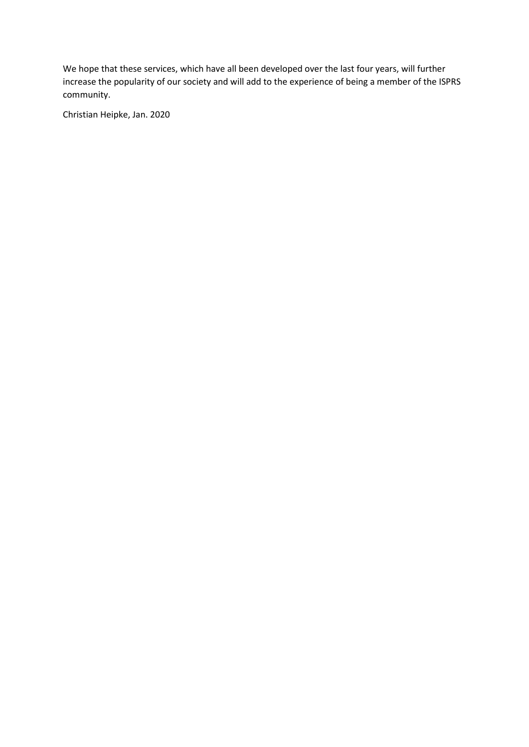We hope that these services, which have all been developed over the last four years, will further increase the popularity of our society and will add to the experience of being a member of the ISPRS community.

Christian Heipke, Jan. 2020